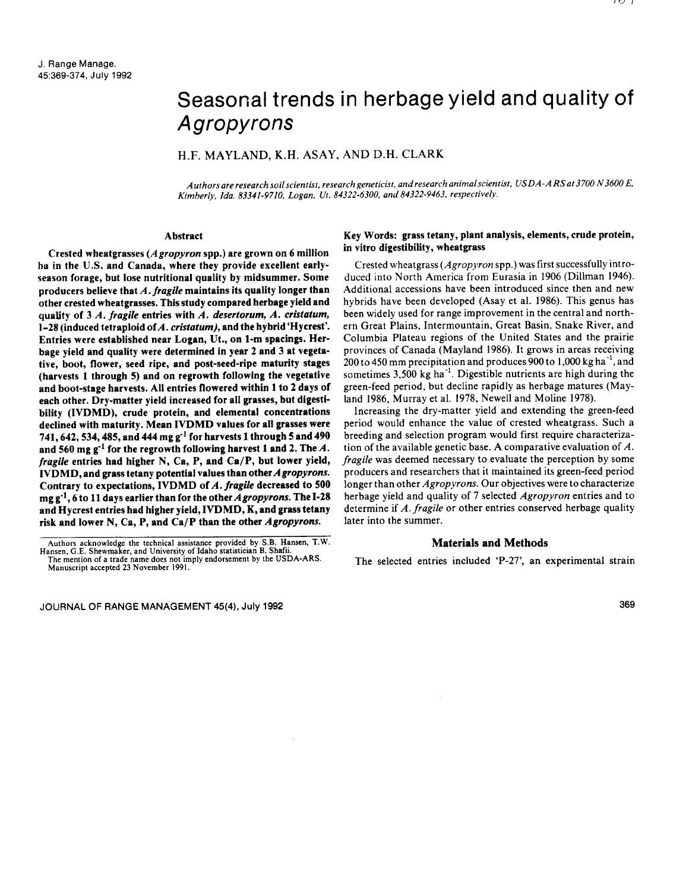# Seasonal trends in herbage yield and quality of *Agropyrons*

H.F. MAYLAND, K.H. ASAY, AND D.H. CLARK

*Authors are research soil scientist, research geneticist, and research animal scientist, USDA-ARS at 3700 N 3600 E, Kimberly, Ida. 83341-9710, Logan, Ut. 84322-6300, and 84322-9463, respectively.*

## Abstract

**Crested wheatgrasses (*Agropyron* spp.) are grown on 6 million ha in the U.S. and Canada, where they provide excellent early-season forage, but lose nutritional quality by midsummer. Some producers believe that *A. fragile* maintains its quality longer than other crested wheatgrasses. This study compared herbage yield and quality of 3 *A. fragile* entries with *A. desertorum*, *A. cristatum*, I-28 (induced tetraploid of *A. cristatum*), and the hybrid 'Hycrest'. Entries were established near Logan, Ut., on 1-m spacings. Herbage yield and quality were determined in year 2 and 3 at vegetative, boot, flower, seed ripe, and post-seed-ripe maturity stages (harvests 1 through 5) and on regrowth following the vegetative and boot-stage harvests. All entries flowered within 1 to 2 days of each other. Dry-matter yield increased for all grasses, but digestibility (IVDMD), crude protein, and elemental concentrations declined with maturity. Mean IVDMD values for all grasses were 741, 642, 534, 485, and 444 mg g$^{-1}$ for harvests 1 through 5 and 490 and 560 mg g$^{-1}$ for the regrowth following harvest 1 and 2. The *A. fragile* entries had higher N, Ca, P, and Ca/P, but lower yield, IVDMD, and grass tetany potential values than other *Agropyrons*. Contrary to expectations, IVDMD of *A. fragile* decreased to 500 mg g$^{-1}$, 6 to 11 days earlier than for the other *Agropyrons*. The I-28 and Hycrest entries had higher yield, IVDMD, K, and grass tetany risk and lower N, Ca, P, and Ca/P than the other *Agropyrons*.**

Authors acknowledge the technical assistance provided by S.B. Hansen, T.W. Hansen, G.E. Shewmaker, and University of Idaho statistician B. Shafii.
The mention of a trade name does not imply endorsement by the USDA-ARS.
Manuscript accepted 23 November 1991.

**Key Words: grass tetany, plant analysis, elements, crude protein, in vitro digestibility, wheatgrass**

Crested wheatgrass (*Agropyron* spp.) was first successfully introduced into North America from Eurasia in 1906 (Dillman 1946). Additional accessions have been introduced since then and new hybrids have been developed (Asay et al. 1986). This genus has been widely used for range improvement in the central and northern Great Plains, Intermountain, Great Basin, Snake River, and Columbia Plateau regions of the United States and the prairie provinces of Canada (Mayland 1986). It grows in areas receiving 200 to 450 mm precipitation and produces 900 to 1,000 kg ha$^{-1}$, and sometimes 3,500 kg ha$^{-1}$. Digestible nutrients are high during the green-feed period, but decline rapidly as herbage matures (Mayland 1986, Murray et al. 1978, Newell and Moline 1978).

Increasing the dry-matter yield and extending the green-feed period would enhance the value of crested wheatgrass. Such a breeding and selection program would first require characterization of the available genetic base. A comparative evaluation of *A. fragile* was deemed necessary to evaluate the perception by some producers and researchers that it maintained its green-feed period longer than other *Agropyrons*. Our objectives were to characterize herbage yield and quality of 7 selected *Agropyron* entries and to determine if *A. fragile* or other entries conserved herbage quality later into the summer.

## Materials and Methods

The selected entries included 'P-27', an experimental strain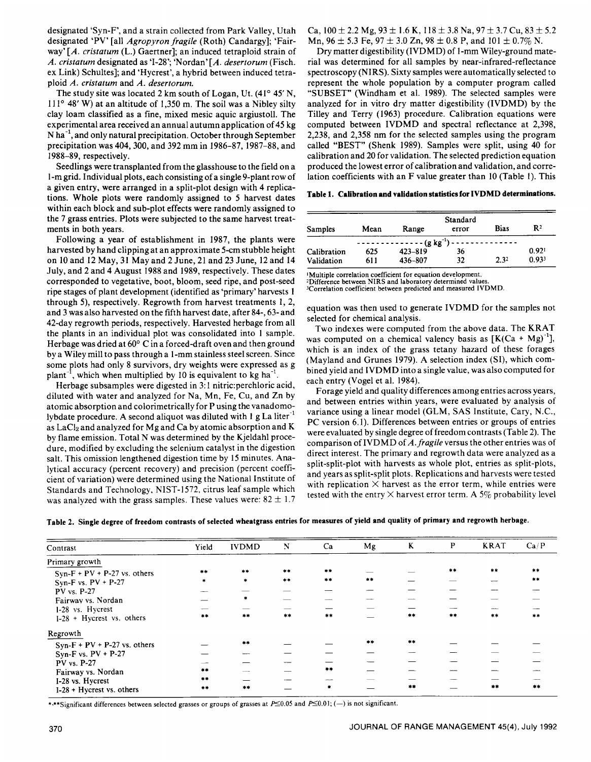designated 'Syn-F', and a strain collected from Park Valley, Utah designated 'PV' [all *Agropyron fragile* (Roth) Candargy]; 'Fairway' [*A. cristatum* (L.) Gaertner]; an induced tetraploid strain of *A. cristatum* designated as 'I-28'; 'Nordan' [*A. desertorum* (Fisch. ex Link) Schultes]; and 'Hycrest', a hybrid between induced tetraploid *A. cristatum* and *A. desertorum.*

The study site was located 2 km south of Logan, Ut. (41° 45′ N, 111° 48′ W) at an altitude of 1,350 m. The soil was a Nibley silty clay loam classified as a fine, mixed mesic aquic argiustoll. The experimental area received an annual autumn application of 45 kg N ha$^{-1}$, and only natural precipitation. October through September precipitation was 404, 300, and 392 mm in 1986–87, 1987–88, and 1988–89, respectively.

Seedlings were transplanted from the glasshouse to the field on a 1-m grid. Individual plots, each consisting of a single 9-plant row of a given entry, were arranged in a split-plot design with 4 replications. Whole plots were randomly assigned to 5 harvest dates within each block and sub-plot effects were randomly assigned to the 7 grass entries. Plots were subjected to the same harvest treatments in both years.

Following a year of establishment in 1987, the plants were harvested by hand clipping at an approximate 5-cm stubble height on 10 and 12 May, 31 May and 2 June, 21 and 23 June, 12 and 14 July, and 2 and 4 August 1988 and 1989, respectively. These dates corresponded to vegetative, boot, bloom, seed ripe, and post-seed ripe stages of plant development (identified as 'primary' harvests 1 through 5), respectively. Regrowth from harvest treatments 1, 2, and 3 was also harvested on the fifth harvest date, after 84-, 63- and 42-day regrowth periods, respectively. Harvested herbage from all the plants in an individual plot was consolidated into 1 sample. Herbage was dried at 60° C in a forced-draft oven and then ground by a Wiley mill to pass through a 1-mm stainless steel screen. Since some plots had only 8 survivors, dry weights were expressed as g plant$^{-1}$, which when multiplied by 10 is equivalent to kg ha$^{-1}$.

Herbage subsamples were digested in 3:1 nitric:perchloric acid, diluted with water and analyzed for Na, Mn, Fe, Cu, and Zn by atomic absorption and colorimetrically for P using the vanadomolybdate procedure. A second aliquot was diluted with 1 g La liter$^{-1}$ as $LaCl_2$ and analyzed for Mg and Ca by atomic absorption and K by flame emission. Total N was determined by the Kjeldahl procedure, modified by excluding the selenium catalyst in the digestion salt. This omission lengthened digestion time by 15 minutes. Analytical accuracy (percent recovery) and precision (percent coefficient of variation) were determined using the National Institute of Standards and Technology, NIST-1572, citrus leaf sample which was analyzed with the grass samples. These values were: 82 ± 1.7 Ca, 100 ± 2.2 Mg, 93 ± 1.6 K, 118 ± 3.8 Na, 97 ± 3.7 Cu, 83 ± 5.2 Mn, 96 ± 5.3 Fe, 97 ± 3.0 Zn, 98 ± 0.8 P, and 101 ± 0.7% N.

Dry matter digestibility (IVDMD) of 1-mm Wiley-ground material was determined for all samples by near-infrared-reflectance spectroscopy (NIRS). Sixty samples were automatically selected to represent the whole population by a computer program called "SUBSET" (Windham et al. 1989). The selected samples were analyzed for in vitro dry matter digestibility (IVDMD) by the Tilley and Terry (1963) procedure. Calibration equations were computed between IVDMD and spectral reflectance at 2,398, 2,238, and 2,358 nm for the selected samples using the program called "BEST" (Shenk 1989). Samples were split, using 40 for calibration and 20 for validation. The selected prediction equation produced the lowest error of calibration and validation, and correlation coefficients with an F value greater than 10 (Table 1). This

**Table 1. Calibration and validation statistics for IVDMD determinations.**

| Samples | Mean | Range | Standard error | Bias | $R^2$ |
|---|---|---|---|---|---|
| | (g kg$^{-1}$) | | | | |
| Calibration | 625 | 423–819 | 36 | | 0.92[1] |
| Validation | 611 | 436–807 | 32 | 2.3[2] | 0.93[3] |

[1]Multiple correlation coefficient for equation development.
[2]Difference between NIRS and laboratory determined values.
[3]Correlation coefficient between predicted and measured IVDMD.

equation was then used to generate IVDMD for the samples not selected for chemical analysis.

Two indexes were computed from the above data. The KRAT was computed on a chemical valency basis as $[K(Ca + Mg)^{-1}]$, which is an index of the grass tetany hazard of these forages (Mayland and Grunes 1979). A selection index (SI), which combined yield and IVDMD into a single value, was also computed for each entry (Vogel et al. 1984).

Forage yield and quality differences among entries across years, and between entries within years, were evaluated by analysis of variance using a linear model (GLM, SAS Institute, Cary, N.C., PC version 6.1). Differences between entries or groups of entries were evaluated by single degree of freedom contrasts (Table 2). The comparison of IVDMD of *A. fragile* versus the other entries was of direct interest. The primary and regrowth data were analyzed as a split-split-plot with harvests as whole plot, entries as split-plots, and years as split-split plots. Replications and harvests were tested with replication × harvest as the error term, while entries were tested with the entry × harvest error term. A 5% probability level

**Table 2. Single degree of freedom contrasts of selected wheatgrass entries for measures of yield and quality of primary and regrowth herbage.**

| Contrast | Yield | IVDMD | N | Ca | Mg | K | P | KRAT | Ca/P |
|---|---|---|---|---|---|---|---|---|---|
| *Primary growth* | | | | | | | | | |
| Syn-F + PV + P-27 vs. others | ** | ** | ** | ** | — | — | ** | ** | ** |
| Syn-F vs. PV + P-27 | * | * | ** | ** | ** | — | — | — | ** |
| PV vs. P-27 | — | — | — | — | — | — | — | — | — |
| Fairway vs. Nordan | — | * | — | — | — | — | — | — | — |
| I-28 vs. Hycrest | — | — | — | — | — | — | — | — | — |
| I-28 + Hycrest vs. others | ** | ** | ** | ** | — | ** | ** | ** | ** |
| *Regrowth* | | | | | | | | | |
| Syn-F + PV + P-27 vs. others | — | ** | — | — | ** | ** | — | — | — |
| Syn-F vs. PV + P-27 | — | — | — | — | — | — | — | — | — |
| PV vs. P-27 | — | — | — | — | — | — | — | — | — |
| Fairway vs. Nordan | ** | — | — | ** | — | — | — | — | — |
| I-28 vs. Hycrest | ** | — | — | — | — | — | — | — | — |
| I-28 + Hycrest vs. others | ** | ** | — | * | — | ** | — | ** | ** |

*,**Significant differences between selected grasses or groups of grasses at $P \leq 0.05$ and $P \leq 0.01$; (—) is not significant.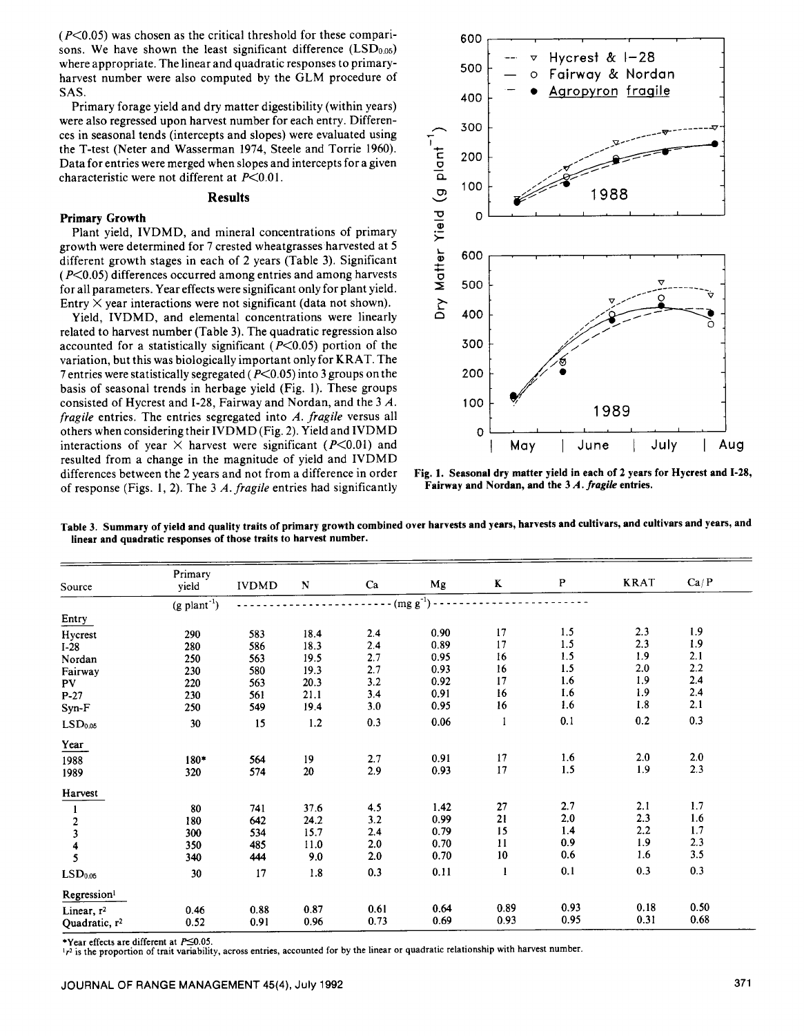($P<0.05$) was chosen as the critical threshold for these comparisons. We have shown the least significant difference ($LSD_{0.05}$) where appropriate. The linear and quadratic responses to primary-harvest number were also computed by the GLM procedure of SAS.

Primary forage yield and dry matter digestibility (within years) were also regressed upon harvest number for each entry. Differences in seasonal tends (intercepts and slopes) were evaluated using the T-test (Neter and Wasserman 1974, Steele and Torrie 1960). Data for entries were merged when slopes and intercepts for a given characteristic were not different at $P<0.01$.

## Results

### Primary Growth

Plant yield, IVDMD, and mineral concentrations of primary growth were determined for 7 crested wheatgrasses harvested at 5 different growth stages in each of 2 years (Table 3). Significant ($P<0.05$) differences occurred among entries and among harvests for all parameters. Year effects were significant only for plant yield. Entry × year interactions were not significant (data not shown).

Yield, IVDMD, and elemental concentrations were linearly related to harvest number (Table 3). The quadratic regression also accounted for a statistically significant ($P<0.05$) portion of the variation, but this was biologically important only for KRAT. The 7 entries were statistically segregated ($P<0.05$) into 3 groups on the basis of seasonal trends in herbage yield (Fig. 1). These groups consisted of Hycrest and I-28, Fairway and Nordan, and the 3 *A. fragile* entries. The entries segregated into *A. fragile* versus all others when considering their IVDMD (Fig. 2). Yield and IVDMD interactions of year × harvest were significant ($P<0.01$) and resulted from a change in the magnitude of yield and IVDMD differences between the 2 years and not from a difference in order of response (Figs. 1, 2). The 3 *A. fragile* entries had significantly

**Fig. 1. Seasonal dry matter yield in each of 2 years for Hycrest and I-28, Fairway and Nordan, and the 3 *A. fragile* entries.**

**Table 3. Summary of yield and quality traits of primary growth combined over harvests and years, harvests and cultivars, and cultivars and years, and linear and quadratic responses of those traits to harvest number.**

| Source | Primary yield | IVDMD | N | Ca | Mg | K | P | KRAT | Ca/P |
|---|---|---|---|---|---|---|---|---|---|
| | (g plant$^{-1}$) | (mg g$^{-1}$) | | | | | | | |
| **Entry** | | | | | | | | | |
| Hycrest | 290 | 583 | 18.4 | 2.4 | 0.90 | 17 | 1.5 | 2.3 | 1.9 |
| I-28 | 280 | 586 | 18.3 | 2.4 | 0.89 | 17 | 1.5 | 2.3 | 1.9 |
| Nordan | 250 | 563 | 19.5 | 2.7 | 0.95 | 16 | 1.5 | 1.9 | 2.1 |
| Fairway | 230 | 580 | 19.3 | 2.7 | 0.93 | 16 | 1.5 | 2.0 | 2.2 |
| PV | 220 | 563 | 20.3 | 3.2 | 0.92 | 17 | 1.6 | 1.9 | 2.4 |
| P-27 | 230 | 561 | 21.1 | 3.4 | 0.91 | 16 | 1.6 | 1.9 | 2.4 |
| Syn-F | 250 | 549 | 19.4 | 3.0 | 0.95 | 16 | 1.6 | 1.8 | 2.1 |
| $LSD_{0.05}$ | 30 | 15 | 1.2 | 0.3 | 0.06 | 1 | 0.1 | 0.2 | 0.3 |
| **Year** | | | | | | | | | |
| 1988 | 180* | 564 | 19 | 2.7 | 0.91 | 17 | 1.6 | 2.0 | 2.0 |
| 1989 | 320 | 574 | 20 | 2.9 | 0.93 | 17 | 1.5 | 1.9 | 2.3 |
| **Harvest** | | | | | | | | | |
| 1 | 80 | 741 | 37.6 | 4.5 | 1.42 | 27 | 2.7 | 2.1 | 1.7 |
| 2 | 180 | 642 | 24.2 | 3.2 | 0.99 | 21 | 2.0 | 2.3 | 1.6 |
| 3 | 300 | 534 | 15.7 | 2.4 | 0.79 | 15 | 1.4 | 2.2 | 1.7 |
| 4 | 350 | 485 | 11.0 | 2.0 | 0.70 | 11 | 0.9 | 1.9 | 2.3 |
| 5 | 340 | 444 | 9.0 | 2.0 | 0.70 | 10 | 0.6 | 1.6 | 3.5 |
| $LSD_{0.05}$ | 30 | 17 | 1.8 | 0.3 | 0.11 | 1 | 0.1 | 0.3 | 0.3 |
| **Regression[1]** | | | | | | | | | |
| Linear, $r^2$ | 0.46 | 0.88 | 0.87 | 0.61 | 0.64 | 0.89 | 0.93 | 0.18 | 0.50 |
| Quadratic, $r^2$ | 0.52 | 0.91 | 0.96 | 0.73 | 0.69 | 0.93 | 0.95 | 0.31 | 0.68 |

*Year effects are different at $P\leq0.05$.

[1] $r^2$ is the proportion of trait variability, across entries, accounted for by the linear or quadratic relationship with harvest number.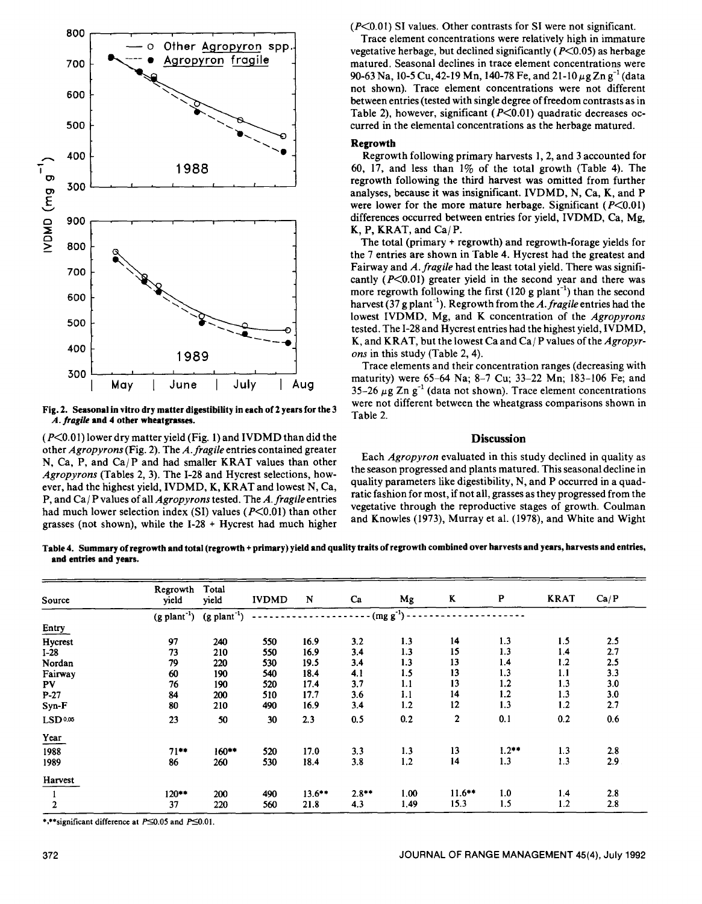Fig. 2. Seasonal in vitro dry matter digestibility in each of 2 years for the 3 *A. fragile* and 4 other wheatgrasses.

($P<0.01$) lower dry matter yield (Fig. 1) and IVDMD than did the other *Agropyrons* (Fig. 2). The *A. fragile* entries contained greater N, Ca, P, and Ca/P and had smaller KRAT values than other *Agropyrons* (Tables 2, 3). The I-28 and Hycrest selections, however, had the highest yield, IVDMD, K, KRAT and lowest N, Ca, P, and Ca/P values of all *Agropyrons* tested. The *A. fragile* entries had much lower selection index (SI) values ($P<0.01$) than other grasses (not shown), while the I-28 + Hycrest had much higher ($P<0.01$) SI values. Other contrasts for SI were not significant.

Trace element concentrations were relatively high in immature vegetative herbage, but declined significantly ($P<0.05$) as herbage matured. Seasonal declines in trace element concentrations were 90-63 Na, 10-5 Cu, 42-19 Mn, 140-78 Fe, and 21-10 $\mu$g Zn g$^{-1}$ (data not shown). Trace element concentrations were not different between entries (tested with single degree of freedom contrasts as in Table 2), however, significant ($P<0.01$) quadratic decreases occurred in the elemental concentrations as the herbage matured.

### Regrowth

Regrowth following primary harvests 1, 2, and 3 accounted for 60, 17, and less than 1% of the total growth (Table 4). The regrowth following the third harvest was omitted from further analyses, because it was insignificant. IVDMD, N, Ca, K, and P were lower for the more mature herbage. Significant ($P<0.01$) differences occurred between entries for yield, IVDMD, Ca, Mg, K, P, KRAT, and Ca/P.

The total (primary + regrowth) and regrowth-forage yields for the 7 entries are shown in Table 4. Hycrest had the greatest and Fairway and *A. fragile* had the least total yield. There was significantly ($P<0.01$) greater yield in the second year and there was more regrowth following the first (120 g plant$^{-1}$) than the second harvest (37 g plant$^{-1}$). Regrowth from the *A. fragile* entries had the lowest IVDMD, Mg, and K concentration of the *Agropyrons* tested. The I-28 and Hycrest entries had the highest yield, IVDMD, K, and KRAT, but the lowest Ca and Ca/P values of the *Agropyrons* in this study (Table 2, 4).

Trace elements and their concentration ranges (decreasing with maturity) were 65-64 Na; 8-7 Cu; 33-22 Mn; 183-106 Fe; and 35-26 $\mu$g Zn g$^{-1}$ (data not shown). Trace element concentrations were not different between the wheatgrass comparisons shown in Table 2.

## Discussion

Each *Agropyron* evaluated in this study declined in quality as the season progressed and plants matured. This seasonal decline in quality parameters like digestibility, N, and P occurred in a quadratic fashion for most, if not all, grasses as they progressed from the vegetative through the reproductive stages of growth. Coulman and Knowles (1973), Murray et al. (1978), and White and Wight

**Table 4. Summary of regrowth and total (regrowth + primary) yield and quality traits of regrowth combined over harvests and years, harvests and entries, and entries and years.**

| Source | Regrowth yield | Total yield | IVDMD | N | Ca | Mg | K | P | KRAT | Ca/P |
|---|---|---|---|---|---|---|---|---|---|---|
| | (g plant$^{-1}$) | (g plant$^{-1}$) | (mg g$^{-1}$) | | | | | | | |
| **Entry** | | | | | | | | | | |
| Hycrest | 97 | 240 | 550 | 16.9 | 3.2 | 1.3 | 14 | 1.3 | 1.5 | 2.5 |
| I-28 | 73 | 210 | 550 | 16.9 | 3.4 | 1.3 | 15 | 1.3 | 1.4 | 2.7 |
| Nordan | 79 | 220 | 530 | 19.5 | 3.4 | 1.3 | 13 | 1.4 | 1.2 | 2.5 |
| Fairway | 60 | 190 | 540 | 18.4 | 4.1 | 1.5 | 13 | 1.3 | 1.1 | 3.3 |
| PV | 76 | 190 | 520 | 17.4 | 3.7 | 1.1 | 13 | 1.2 | 1.3 | 3.0 |
| P-27 | 84 | 200 | 510 | 17.7 | 3.6 | 1.1 | 14 | 1.2 | 1.3 | 3.0 |
| Syn-F | 80 | 210 | 490 | 16.9 | 3.4 | 1.2 | 12 | 1.3 | 1.2 | 2.7 |
| LSD$_{0.05}$ | 23 | 50 | 30 | 2.3 | 0.5 | 0.2 | 2 | 0.1 | 0.2 | 0.6 |
| **Year** | | | | | | | | | | |
| 1988 | 71** | 160** | 520 | 17.0 | 3.3 | 1.3 | 13 | 1.2** | 1.3 | 2.8 |
| 1989 | 86 | 260 | 530 | 18.4 | 3.8 | 1.2 | 14 | 1.3 | 1.3 | 2.9 |
| **Harvest** | | | | | | | | | | |
| 1 | 120** | 200 | 490 | 13.6** | 2.8** | 1.00 | 11.6** | 1.0 | 1.4 | 2.8 |
| 2 | 37 | 220 | 560 | 21.8 | 4.3 | 1.49 | 15.3 | 1.5 | 1.2 | 2.8 |

*,**significant difference at $P\leq0.05$ and $P\leq0.01$.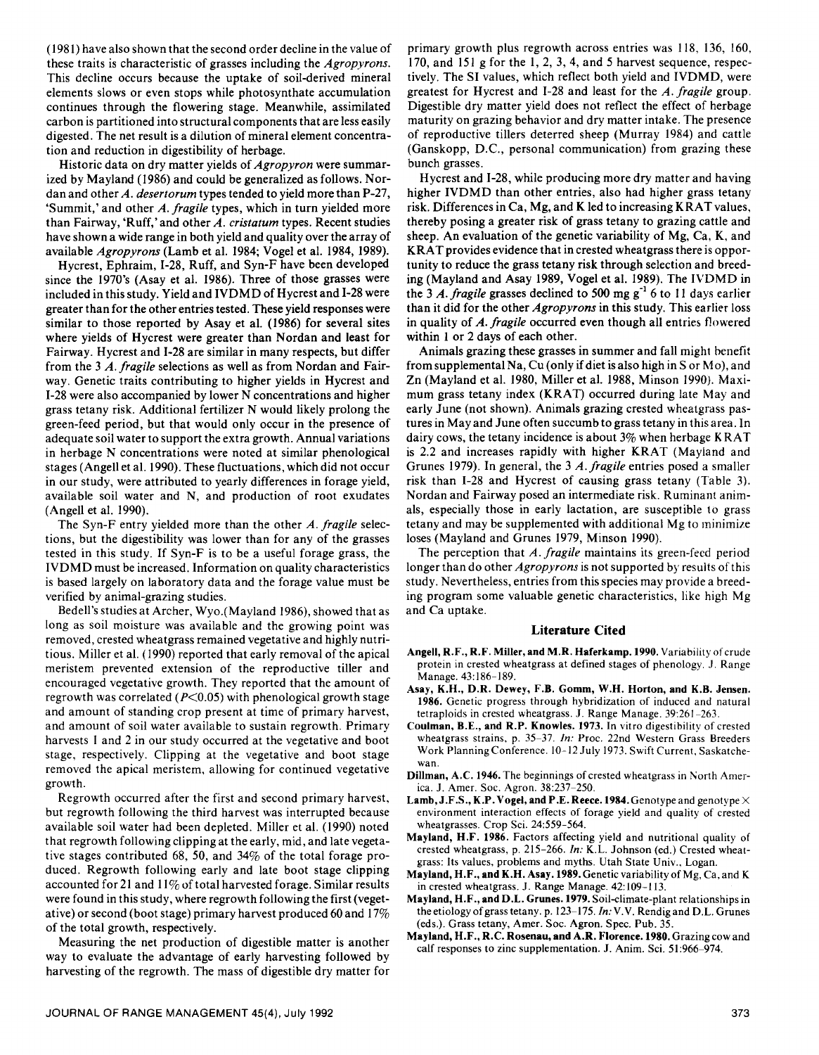(1981) have also shown that the second order decline in the value of these traits is characteristic of grasses including the *Agropyrons*. This decline occurs because the uptake of soil-derived mineral elements slows or even stops while photosynthate accumulation continues through the flowering stage. Meanwhile, assimilated carbon is partitioned into structural components that are less easily digested. The net result is a dilution of mineral element concentration and reduction in digestibility of herbage.

Historic data on dry matter yields of *Agropyron* were summarized by Mayland (1986) and could be generalized as follows. Nordan and other *A. desertorum* types tended to yield more than P-27, 'Summit,' and other *A. fragile* types, which in turn yielded more than Fairway, 'Ruff,' and other *A. cristatum* types. Recent studies have shown a wide range in both yield and quality over the array of available *Agropyrons* (Lamb et al. 1984; Vogel et al. 1984, 1989).

Hycrest, Ephraim, I-28, Ruff, and Syn-F have been developed since the 1970's (Asay et al. 1986). Three of those grasses were included in this study. Yield and IVDMD of Hycrest and I-28 were greater than for the other entries tested. These yield responses were similar to those reported by Asay et al. (1986) for several sites where yields of Hycrest were greater than Nordan and least for Fairway. Hycrest and I-28 are similar in many respects, but differ from the 3 *A. fragile* selections as well as from Nordan and Fairway. Genetic traits contributing to higher yields in Hycrest and I-28 were also accompanied by lower N concentrations and higher grass tetany risk. Additional fertilizer N would likely prolong the green-feed period, but that would only occur in the presence of adequate soil water to support the extra growth. Annual variations in herbage N concentrations were noted at similar phenological stages (Angell et al. 1990). These fluctuations, which did not occur in our study, were attributed to yearly differences in forage yield, available soil water and N, and production of root exudates (Angell et al. 1990).

The Syn-F entry yielded more than the other *A. fragile* selections, but the digestibility was lower than for any of the grasses tested in this study. If Syn-F is to be a useful forage grass, the IVDMD must be increased. Information on quality characteristics is based largely on laboratory data and the forage value must be verified by animal-grazing studies.

Bedell's studies at Archer, Wyo.(Mayland 1986), showed that as long as soil moisture was available and the growing point was removed, crested wheatgrass remained vegetative and highly nutritious. Miller et al. (1990) reported that early removal of the apical meristem prevented extension of the reproductive tiller and encouraged vegetative growth. They reported that the amount of regrowth was correlated ($P<0.05$) with phenological growth stage and amount of standing crop present at time of primary harvest, and amount of soil water available to sustain regrowth. Primary harvests 1 and 2 in our study occurred at the vegetative and boot stage, respectively. Clipping at the vegetative and boot stage removed the apical meristem, allowing for continued vegetative growth.

Regrowth occurred after the first and second primary harvest, but regrowth following the third harvest was interrupted because available soil water had been depleted. Miller et al. (1990) noted that regrowth following clipping at the early, mid, and late vegetative stages contributed 68, 50, and 34% of the total forage produced. Regrowth following early and late boot stage clipping accounted for 21 and 11% of total harvested forage. Similar results were found in this study, where regrowth following the first (vegetative) or second (boot stage) primary harvest produced 60 and 17% of the total growth, respectively.

Measuring the net production of digestible matter is another way to evaluate the advantage of early harvesting followed by harvesting of the regrowth. The mass of digestible dry matter for primary growth plus regrowth across entries was 118, 136, 160, 170, and 151 g for the 1, 2, 3, 4, and 5 harvest sequence, respectively. The SI values, which reflect both yield and IVDMD, were greatest for Hycrest and I-28 and least for the *A. fragile* group. Digestible dry matter yield does not reflect the effect of herbage maturity on grazing behavior and dry matter intake. The presence of reproductive tillers deterred sheep (Murray 1984) and cattle (Ganskopp, D.C., personal communication) from grazing these bunch grasses.

Hycrest and I-28, while producing more dry matter and having higher IVDMD than other entries, also had higher grass tetany risk. Differences in Ca, Mg, and K led to increasing KRAT values, thereby posing a greater risk of grass tetany to grazing cattle and sheep. An evaluation of the genetic variability of Mg, Ca, K, and KRAT provides evidence that in crested wheatgrass there is opportunity to reduce the grass tetany risk through selection and breeding (Mayland and Asay 1989, Vogel et al. 1989). The IVDMD in the 3 *A. fragile* grasses declined to 500 mg $g^{-1}$ 6 to 11 days earlier than it did for the other *Agropyrons* in this study. This earlier loss in quality of *A. fragile* occurred even though all entries flowered within 1 or 2 days of each other.

Animals grazing these grasses in summer and fall might benefit from supplemental Na, Cu (only if diet is also high in S or Mo), and Zn (Mayland et al. 1980, Miller et al. 1988, Minson 1990). Maximum grass tetany index (KRAT) occurred during late May and early June (not shown). Animals grazing crested wheatgrass pastures in May and June often succumb to grass tetany in this area. In dairy cows, the tetany incidence is about 3% when herbage KRAT is 2.2 and increases rapidly with higher KRAT (Mayland and Grunes 1979). In general, the 3 *A. fragile* entries posed a smaller risk than I-28 and Hycrest of causing grass tetany (Table 3). Nordan and Fairway posed an intermediate risk. Ruminant animals, especially those in early lactation, are susceptible to grass tetany and may be supplemented with additional Mg to minimize loses (Mayland and Grunes 1979, Minson 1990).

The perception that *A. fragile* maintains its green-feed period longer than do other *Agropyrons* is not supported by results of this study. Nevertheless, entries from this species may provide a breeding program some valuable genetic characteristics, like high Mg and Ca uptake.

## Literature Cited

**Angell, R.F., R.F. Miller, and M.R. Haferkamp. 1990.** Variability of crude protein in crested wheatgrass at defined stages of phenology. J. Range Manage. 43:186–189.

**Asay, K.H., D.R. Dewey, F.B. Gomm, W.H. Horton, and K.B. Jensen. 1986.** Genetic progress through hybridization of induced and natural tetraploids in crested wheatgrass. J. Range Manage. 39:261–263.

**Coulman, B.E., and R.P. Knowles. 1973.** In vitro digestibility of crested wheatgrass strains, p. 35–37. *In:* Proc. 22nd Western Grass Breeders Work Planning Conference. 10–12 July 1973. Swift Current, Saskatchewan.

**Dillman, A.C. 1946.** The beginnings of crested wheatgrass in North America. J. Amer. Soc. Agron. 38:237–250.

**Lamb, J.F.S., K.P. Vogel, and P.E. Reece. 1984.** Genotype and genotype × environment interaction effects of forage yield and quality of crested wheatgrasses. Crop Sci. 24:559–564.

**Mayland, H.F. 1986.** Factors affecting yield and nutritional quality of crested wheatgrass, p. 215–266. *In:* K.L. Johnson (ed.) Crested wheatgrass: Its values, problems and myths. Utah State Univ., Logan.

**Mayland, H.F., and K.H. Asay. 1989.** Genetic variability of Mg, Ca, and K in crested wheatgrass. J. Range Manage. 42:109–113.

**Mayland, H.F., and D.L. Grunes. 1979.** Soil-climate-plant relationships in the etiology of grass tetany, p. 123–175. *In:* V.V. Rendig and D.L. Grunes (eds.). Grass tetany, Amer. Soc. Agron. Spec. Pub. 35.

**Mayland, H.F., R.C. Rosenau, and A.R. Florence. 1980.** Grazing cow and calf responses to zinc supplementation. J. Anim. Sci. 51:966–974.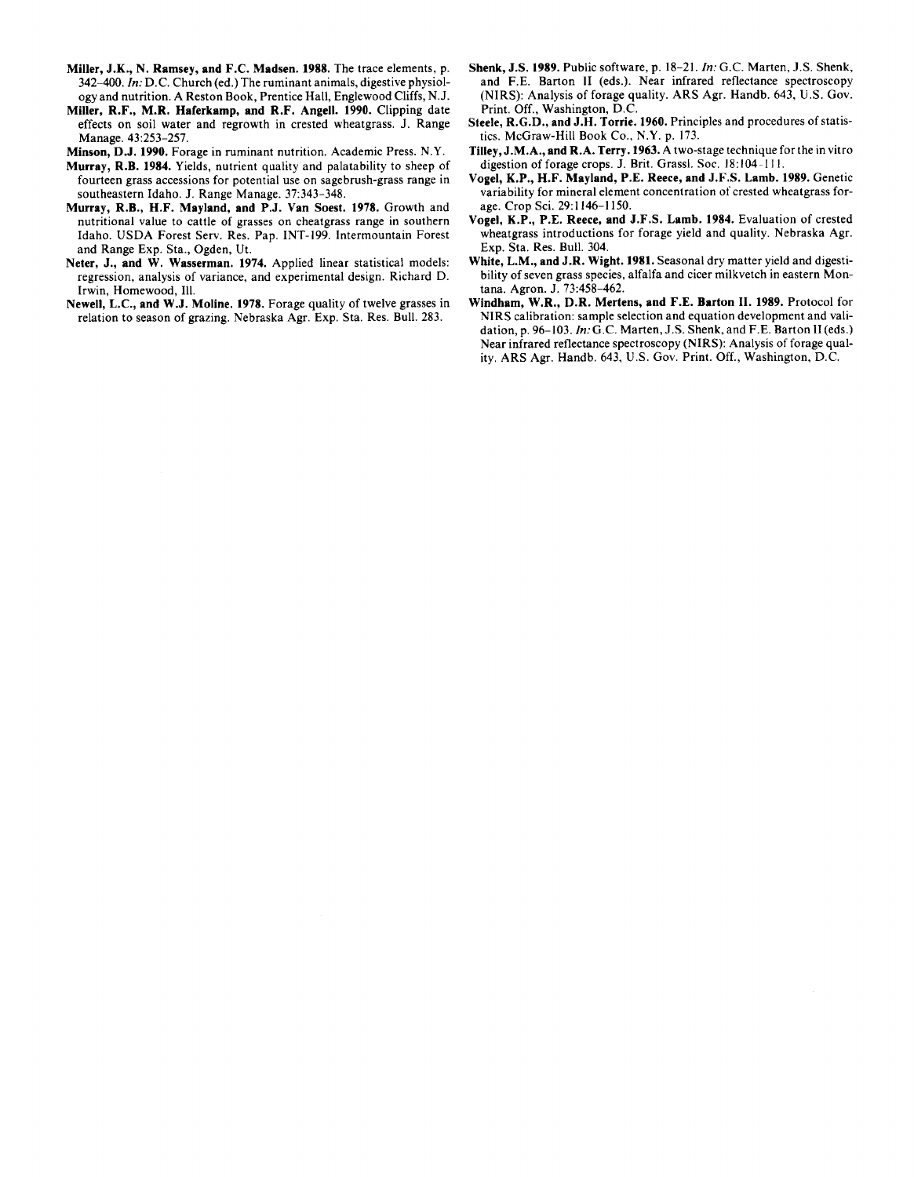**Miller, J.K., N. Ramsey, and F.C. Madsen. 1988.** The trace elements, p. 342–400. *In:* D.C. Church (ed.) The ruminant animals, digestive physiology and nutrition. A Reston Book, Prentice Hall, Englewood Cliffs, N.J.

**Miller, R.F., M.R. Haferkamp, and R.F. Angell. 1990.** Clipping date effects on soil water and regrowth in crested wheatgrass. J. Range Manage. 43:253–257.

**Minson, D.J. 1990.** Forage in ruminant nutrition. Academic Press. N.Y.

**Murray, R.B. 1984.** Yields, nutrient quality and palatability to sheep of fourteen grass accessions for potential use on sagebrush-grass range in southeastern Idaho. J. Range Manage. 37:343–348.

**Murray, R.B., H.F. Mayland, and P.J. Van Soest. 1978.** Growth and nutritional value to cattle of grasses on cheatgrass range in southern Idaho. USDA Forest Serv. Res. Pap. INT-199. Intermountain Forest and Range Exp. Sta., Ogden, Ut.

**Neter, J., and W. Wasserman. 1974.** Applied linear statistical models: regression, analysis of variance, and experimental design. Richard D. Irwin, Homewood, Ill.

**Newell, L.C., and W.J. Moline. 1978.** Forage quality of twelve grasses in relation to season of grazing. Nebraska Agr. Exp. Sta. Res. Bull. 283.

**Shenk, J.S. 1989.** Public software, p. 18–21. *In:* G.C. Marten, J.S. Shenk, and F.E. Barton II (eds.). Near infrared reflectance spectroscopy (NIRS): Analysis of forage quality. ARS Agr. Handb. 643, U.S. Gov. Print. Off., Washington, D.C.

**Steele, R.G.D., and J.H. Torrie. 1960.** Principles and procedures of statistics. McGraw-Hill Book Co., N.Y. p. 173.

**Tilley, J.M.A., and R.A. Terry. 1963.** A two-stage technique for the in vitro digestion of forage crops. J. Brit. Grassl. Soc. 18:104–111.

**Vogel, K.P., H.F. Mayland, P.E. Reece, and J.F.S. Lamb. 1989.** Genetic variability for mineral element concentration of crested wheatgrass forage. Crop Sci. 29:1146–1150.

**Vogel, K.P., P.E. Reece, and J.F.S. Lamb. 1984.** Evaluation of crested wheatgrass introductions for forage yield and quality. Nebraska Agr. Exp. Sta. Res. Bull. 304.

**White, L.M., and J.R. Wight. 1981.** Seasonal dry matter yield and digestibility of seven grass species, alfalfa and cicer milkvetch in eastern Montana. Agron. J. 73:458–462.

**Windham, W.R., D.R. Mertens, and F.E. Barton II. 1989.** Protocol for NIRS calibration: sample selection and equation development and validation, p. 96–103. *In:* G.C. Marten, J.S. Shenk, and F.E. Barton II (eds.) Near infrared reflectance spectroscopy (NIRS): Analysis of forage quality. ARS Agr. Handb. 643, U.S. Gov. Print. Off., Washington, D.C.